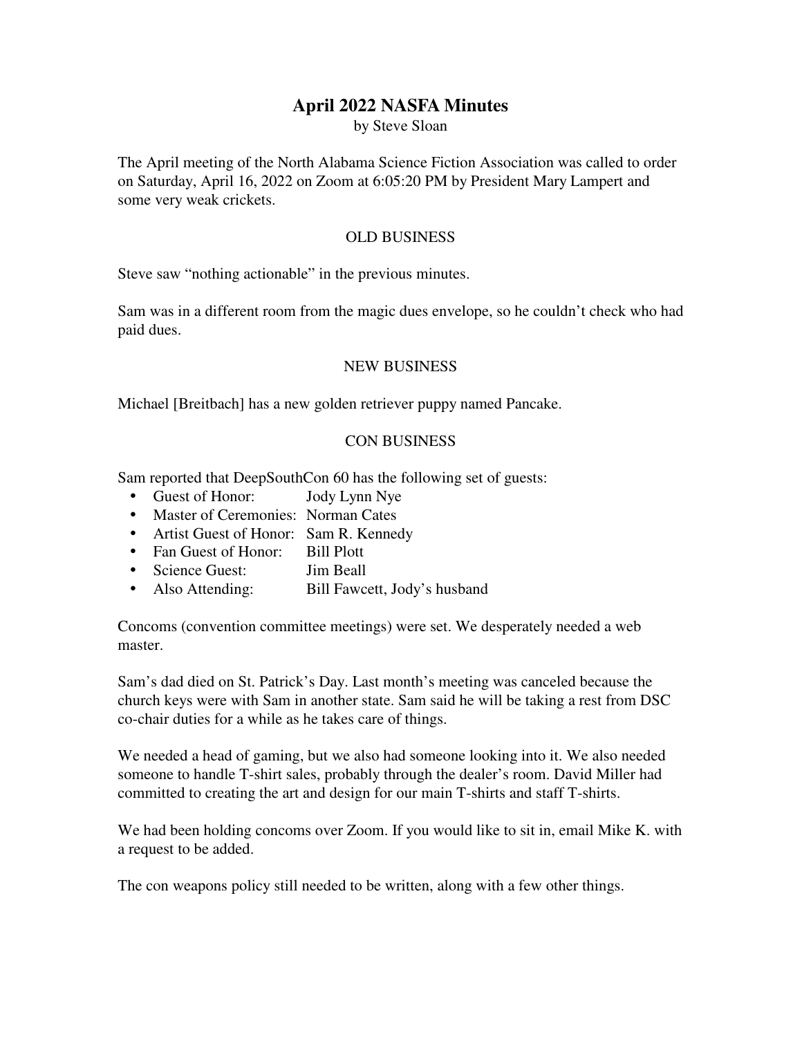# April 2022 NASFA Minutes

by Steve Sloan

The April meeting of the North Alabama Science Fiction Association was called to order on Saturday, April 16, 2022 on Zoom at 6:05:20 PM by President Mary Lampert and some very weak crickets.

## OLD BUSINESS

Steve saw "nothing actionable" in the previous minutes.

Sam was in a different room from the magic dues envelope, so he couldn't check who had paid dues.

## NEW BUSINESS

Michael [Breitbach] has a new golden retriever puppy named Pancake.

## CON BUSINESS

Sam reported that DeepSouthCon 60 has the following set of guests:

- Guest of Honor: Jody Lynn Nye
- Master of Ceremonies: Norman Cates
- Artist Guest of Honor: Sam R. Kennedy
- Fan Guest of Honor: Bill Plott
- Science Guest: Jim Beall
- Also Attending: Bill Fawcett, Jody's husband

Concoms (convention committee meetings) were set. We desperately needed a web master.

Sam's dad died on St. Patrick's Day. Last month's meeting was canceled because the church keys were with Sam in another state. Sam said he will be taking a rest from DSC co-chair duties for a while as he takes care of things.

We needed a head of gaming, but we also had someone looking into it. We also needed someone to handle T-shirt sales, probably through the dealer's room. David Miller had committed to creating the art and design for our main T-shirts and staff T-shirts.

We had been holding concoms over Zoom. If you would like to sit in, email Mike K. with a request to be added.

The con weapons policy still needed to be written, along with a few other things.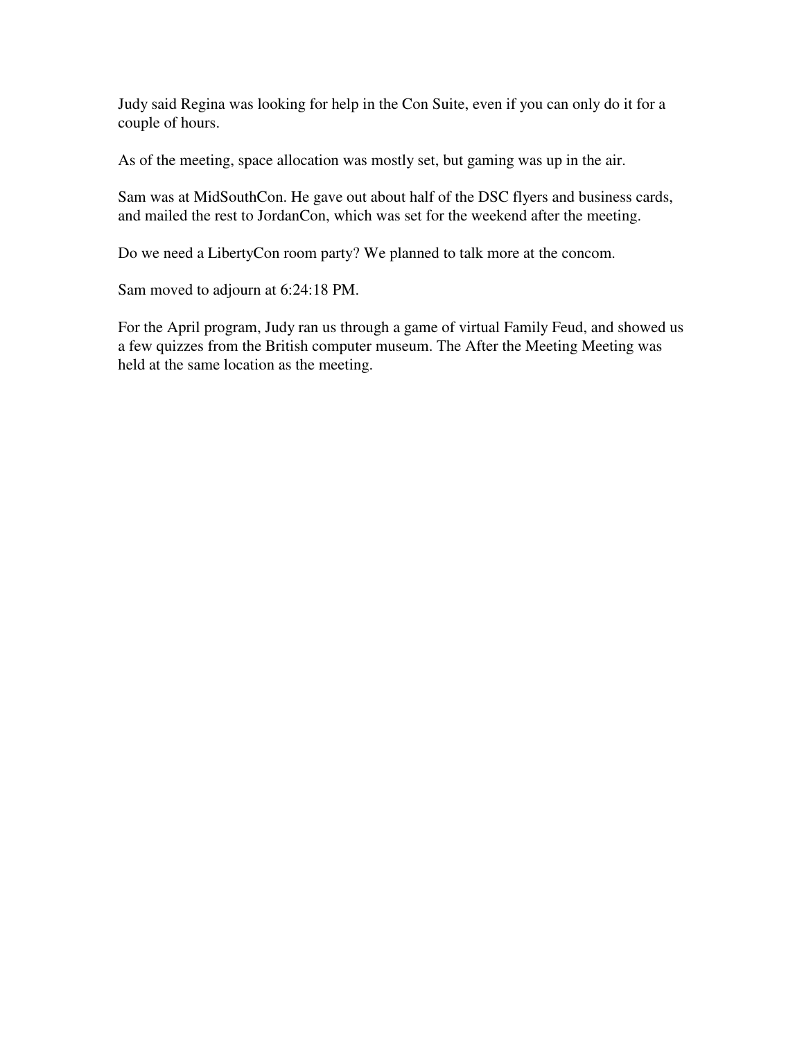Judy said Regina was looking for help in the Con Suite, even if you can only do it for a couple of hours.

As of the meeting, space allocation was mostly set, but gaming was up in the air.

Sam was at MidSouthCon. He gave out about half of the DSC flyers and business cards, and mailed the rest to JordanCon, which was set for the weekend after the meeting.

Do we need a LibertyCon room party? We planned to talk more at the concom.

Sam moved to adjourn at 6:24:18 PM.

For the April program, Judy ran us through a game of virtual Family Feud, and showed us a few quizzes from the British computer museum. The After the Meeting Meeting was held at the same location as the meeting.